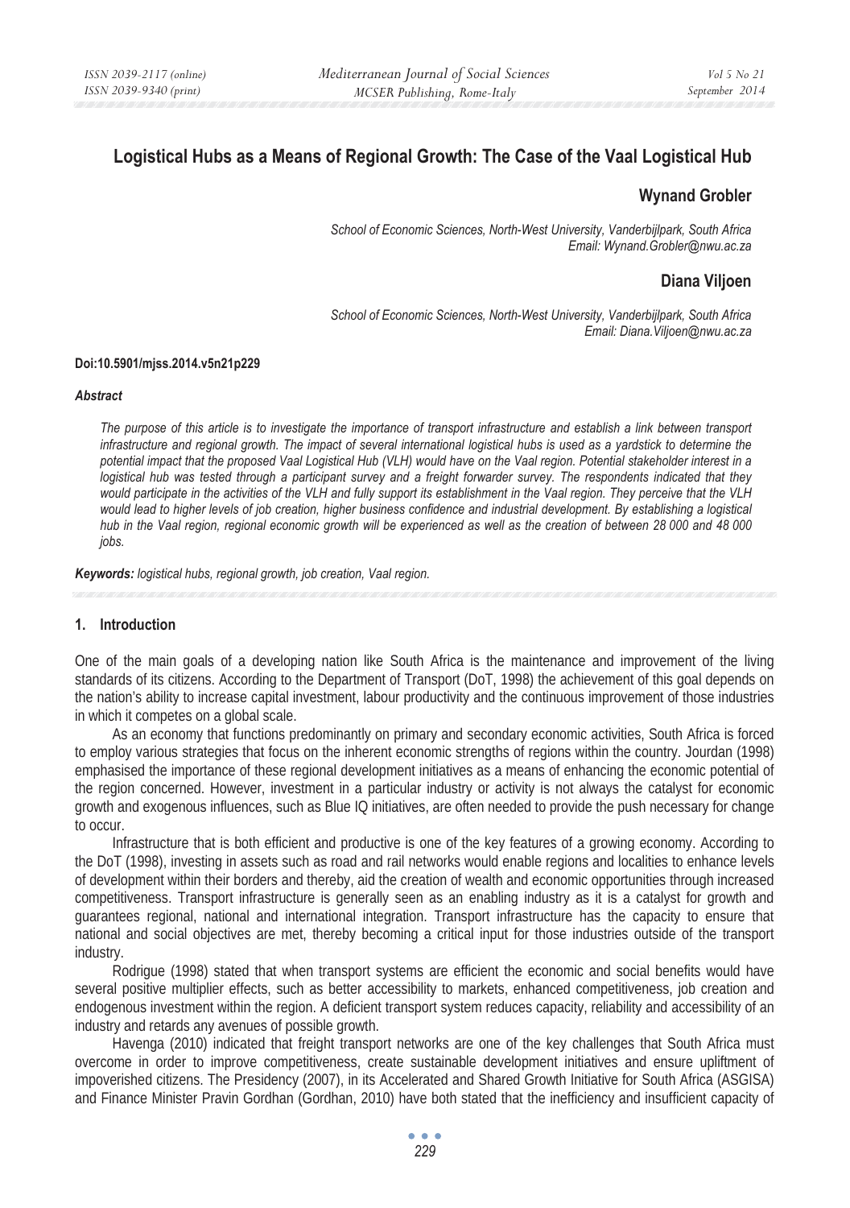# Logistical Hubs as a Means of Regional Growth: The Case of the Vaal Logistical Hub

## Wynand Grobler

*School of Economic Sciences, North-West University, Vanderbijlpark, South Africa*
*Email: Wynand.Grobler@nwu.ac.za*

## Diana Viljoen

*School of Economic Sciences, North-West University, Vanderbijlpark, South Africa*
*Email: Diana.Viljoen@nwu.ac.za*

**Doi:10.5901/mjss.2014.v5n21p229**

### *Abstract*

*The purpose of this article is to investigate the importance of transport infrastructure and establish a link between transport infrastructure and regional growth. The impact of several international logistical hubs is used as a yardstick to determine the potential impact that the proposed Vaal Logistical Hub (VLH) would have on the Vaal region. Potential stakeholder interest in a logistical hub was tested through a participant survey and a freight forwarder survey. The respondents indicated that they would participate in the activities of the VLH and fully support its establishment in the Vaal region. They perceive that the VLH would lead to higher levels of job creation, higher business confidence and industrial development. By establishing a logistical hub in the Vaal region, regional economic growth will be experienced as well as the creation of between 28 000 and 48 000 jobs.*

***Keywords:*** *logistical hubs, regional growth, job creation, Vaal region.*

## 1. Introduction

One of the main goals of a developing nation like South Africa is the maintenance and improvement of the living standards of its citizens. According to the Department of Transport (DoT, 1998) the achievement of this goal depends on the nation's ability to increase capital investment, labour productivity and the continuous improvement of those industries in which it competes on a global scale.

As an economy that functions predominantly on primary and secondary economic activities, South Africa is forced to employ various strategies that focus on the inherent economic strengths of regions within the country. Jourdan (1998) emphasised the importance of these regional development initiatives as a means of enhancing the economic potential of the region concerned. However, investment in a particular industry or activity is not always the catalyst for economic growth and exogenous influences, such as Blue IQ initiatives, are often needed to provide the push necessary for change to occur.

Infrastructure that is both efficient and productive is one of the key features of a growing economy. According to the DoT (1998), investing in assets such as road and rail networks would enable regions and localities to enhance levels of development within their borders and thereby, aid the creation of wealth and economic opportunities through increased competitiveness. Transport infrastructure is generally seen as an enabling industry as it is a catalyst for growth and guarantees regional, national and international integration. Transport infrastructure has the capacity to ensure that national and social objectives are met, thereby becoming a critical input for those industries outside of the transport industry.

Rodrigue (1998) stated that when transport systems are efficient the economic and social benefits would have several positive multiplier effects, such as better accessibility to markets, enhanced competitiveness, job creation and endogenous investment within the region. A deficient transport system reduces capacity, reliability and accessibility of an industry and retards any avenues of possible growth.

Havenga (2010) indicated that freight transport networks are one of the key challenges that South Africa must overcome in order to improve competitiveness, create sustainable development initiatives and ensure upliftment of impoverished citizens. The Presidency (2007), in its Accelerated and Shared Growth Initiative for South Africa (ASGISA) and Finance Minister Pravin Gordhan (Gordhan, 2010) have both stated that the inefficiency and insufficient capacity of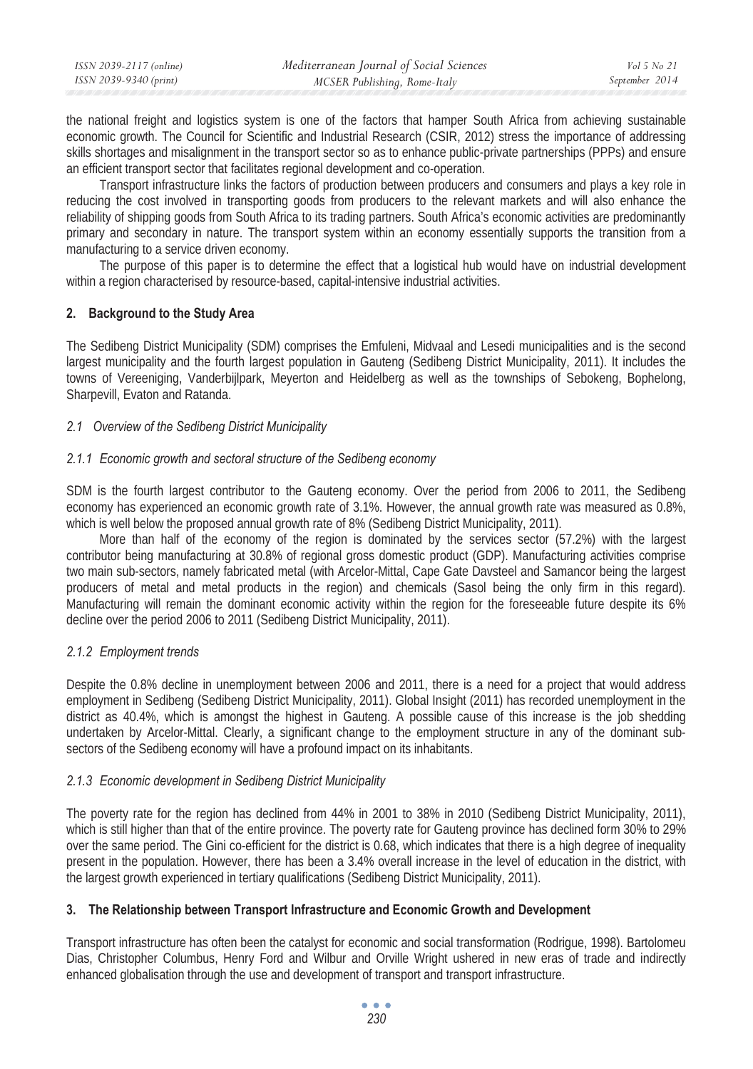the national freight and logistics system is one of the factors that hamper South Africa from achieving sustainable economic growth. The Council for Scientific and Industrial Research (CSIR, 2012) stress the importance of addressing skills shortages and misalignment in the transport sector so as to enhance public-private partnerships (PPPs) and ensure an efficient transport sector that facilitates regional development and co-operation.

Transport infrastructure links the factors of production between producers and consumers and plays a key role in reducing the cost involved in transporting goods from producers to the relevant markets and will also enhance the reliability of shipping goods from South Africa to its trading partners. South Africa's economic activities are predominantly primary and secondary in nature. The transport system within an economy essentially supports the transition from a manufacturing to a service driven economy.

The purpose of this paper is to determine the effect that a logistical hub would have on industrial development within a region characterised by resource-based, capital-intensive industrial activities.

## 2. Background to the Study Area

The Sedibeng District Municipality (SDM) comprises the Emfuleni, Midvaal and Lesedi municipalities and is the second largest municipality and the fourth largest population in Gauteng (Sedibeng District Municipality, 2011). It includes the towns of Vereeniging, Vanderbijlpark, Meyerton and Heidelberg as well as the townships of Sebokeng, Bophelong, Sharpevill, Evaton and Ratanda.

### *2.1 Overview of the Sedibeng District Municipality*

#### *2.1.1 Economic growth and sectoral structure of the Sedibeng economy*

SDM is the fourth largest contributor to the Gauteng economy. Over the period from 2006 to 2011, the Sedibeng economy has experienced an economic growth rate of 3.1%. However, the annual growth rate was measured as 0.8%, which is well below the proposed annual growth rate of 8% (Sedibeng District Municipality, 2011).

More than half of the economy of the region is dominated by the services sector (57.2%) with the largest contributor being manufacturing at 30.8% of regional gross domestic product (GDP). Manufacturing activities comprise two main sub-sectors, namely fabricated metal (with Arcelor-Mittal, Cape Gate Davsteel and Samancor being the largest producers of metal and metal products in the region) and chemicals (Sasol being the only firm in this regard). Manufacturing will remain the dominant economic activity within the region for the foreseeable future despite its 6% decline over the period 2006 to 2011 (Sedibeng District Municipality, 2011).

#### *2.1.2 Employment trends*

Despite the 0.8% decline in unemployment between 2006 and 2011, there is a need for a project that would address employment in Sedibeng (Sedibeng District Municipality, 2011). Global Insight (2011) has recorded unemployment in the district as 40.4%, which is amongst the highest in Gauteng. A possible cause of this increase is the job shedding undertaken by Arcelor-Mittal. Clearly, a significant change to the employment structure in any of the dominant sub-sectors of the Sedibeng economy will have a profound impact on its inhabitants.

#### *2.1.3 Economic development in Sedibeng District Municipality*

The poverty rate for the region has declined from 44% in 2001 to 38% in 2010 (Sedibeng District Municipality, 2011), which is still higher than that of the entire province. The poverty rate for Gauteng province has declined form 30% to 29% over the same period. The Gini co-efficient for the district is 0.68, which indicates that there is a high degree of inequality present in the population. However, there has been a 3.4% overall increase in the level of education in the district, with the largest growth experienced in tertiary qualifications (Sedibeng District Municipality, 2011).

## 3. The Relationship between Transport Infrastructure and Economic Growth and Development

Transport infrastructure has often been the catalyst for economic and social transformation (Rodrigue, 1998). Bartolomeu Dias, Christopher Columbus, Henry Ford and Wilbur and Orville Wright ushered in new eras of trade and indirectly enhanced globalisation through the use and development of transport and transport infrastructure.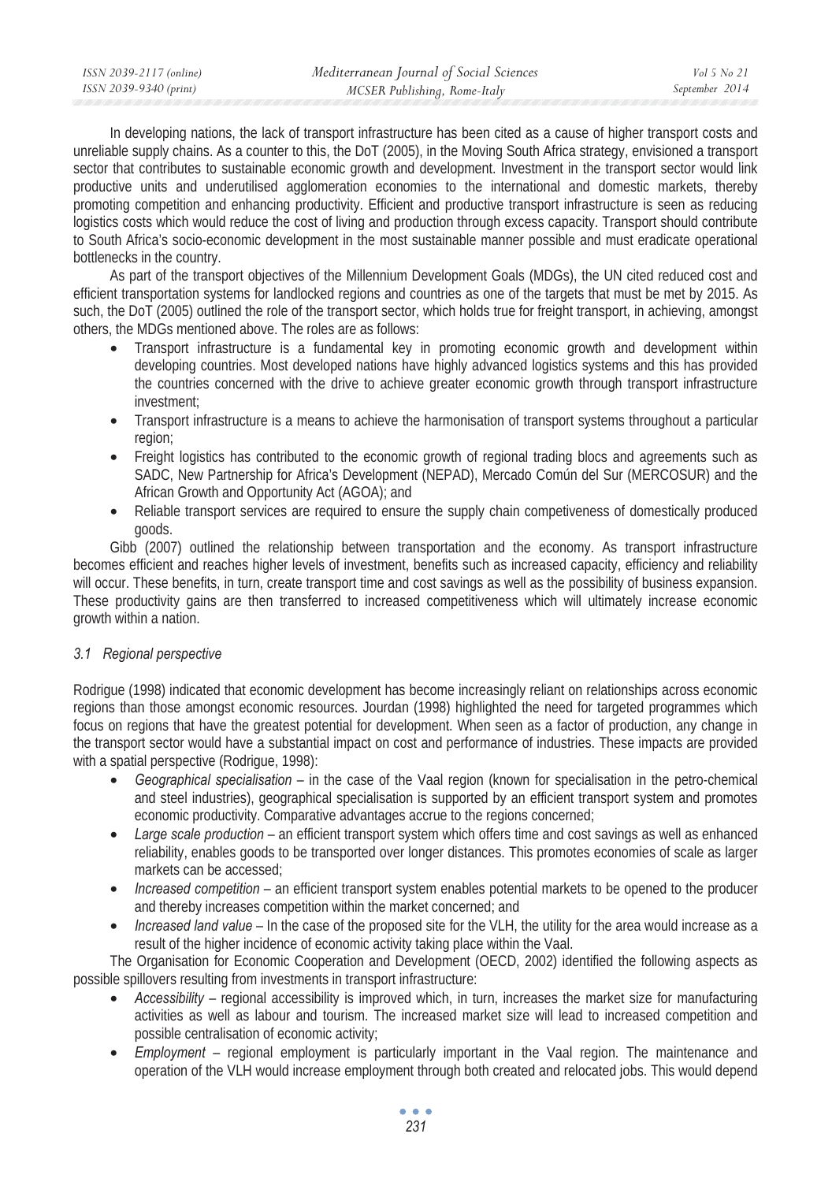In developing nations, the lack of transport infrastructure has been cited as a cause of higher transport costs and unreliable supply chains. As a counter to this, the DoT (2005), in the Moving South Africa strategy, envisioned a transport sector that contributes to sustainable economic growth and development. Investment in the transport sector would link productive units and underutilised agglomeration economies to the international and domestic markets, thereby promoting competition and enhancing productivity. Efficient and productive transport infrastructure is seen as reducing logistics costs which would reduce the cost of living and production through excess capacity. Transport should contribute to South Africa's socio-economic development in the most sustainable manner possible and must eradicate operational bottlenecks in the country.

As part of the transport objectives of the Millennium Development Goals (MDGs), the UN cited reduced cost and efficient transportation systems for landlocked regions and countries as one of the targets that must be met by 2015. As such, the DoT (2005) outlined the role of the transport sector, which holds true for freight transport, in achieving, amongst others, the MDGs mentioned above. The roles are as follows:

- Transport infrastructure is a fundamental key in promoting economic growth and development within developing countries. Most developed nations have highly advanced logistics systems and this has provided the countries concerned with the drive to achieve greater economic growth through transport infrastructure investment;
- Transport infrastructure is a means to achieve the harmonisation of transport systems throughout a particular region;
- Freight logistics has contributed to the economic growth of regional trading blocs and agreements such as SADC, New Partnership for Africa's Development (NEPAD), Mercado Común del Sur (MERCOSUR) and the African Growth and Opportunity Act (AGOA); and
- Reliable transport services are required to ensure the supply chain competiveness of domestically produced goods.

Gibb (2007) outlined the relationship between transportation and the economy. As transport infrastructure becomes efficient and reaches higher levels of investment, benefits such as increased capacity, efficiency and reliability will occur. These benefits, in turn, create transport time and cost savings as well as the possibility of business expansion. These productivity gains are then transferred to increased competitiveness which will ultimately increase economic growth within a nation.

### *3.1 Regional perspective*

Rodrigue (1998) indicated that economic development has become increasingly reliant on relationships across economic regions than those amongst economic resources. Jourdan (1998) highlighted the need for targeted programmes which focus on regions that have the greatest potential for development. When seen as a factor of production, any change in the transport sector would have a substantial impact on cost and performance of industries. These impacts are provided with a spatial perspective (Rodrigue, 1998):

- *Geographical specialisation* – in the case of the Vaal region (known for specialisation in the petro-chemical and steel industries), geographical specialisation is supported by an efficient transport system and promotes economic productivity. Comparative advantages accrue to the regions concerned;
- *Large scale production* – an efficient transport system which offers time and cost savings as well as enhanced reliability, enables goods to be transported over longer distances. This promotes economies of scale as larger markets can be accessed;
- *Increased competition* – an efficient transport system enables potential markets to be opened to the producer and thereby increases competition within the market concerned; and
- *Increased land value* – In the case of the proposed site for the VLH, the utility for the area would increase as a result of the higher incidence of economic activity taking place within the Vaal.

The Organisation for Economic Cooperation and Development (OECD, 2002) identified the following aspects as possible spillovers resulting from investments in transport infrastructure:

- *Accessibility* – regional accessibility is improved which, in turn, increases the market size for manufacturing activities as well as labour and tourism. The increased market size will lead to increased competition and possible centralisation of economic activity;
- *Employment* – regional employment is particularly important in the Vaal region. The maintenance and operation of the VLH would increase employment through both created and relocated jobs. This would depend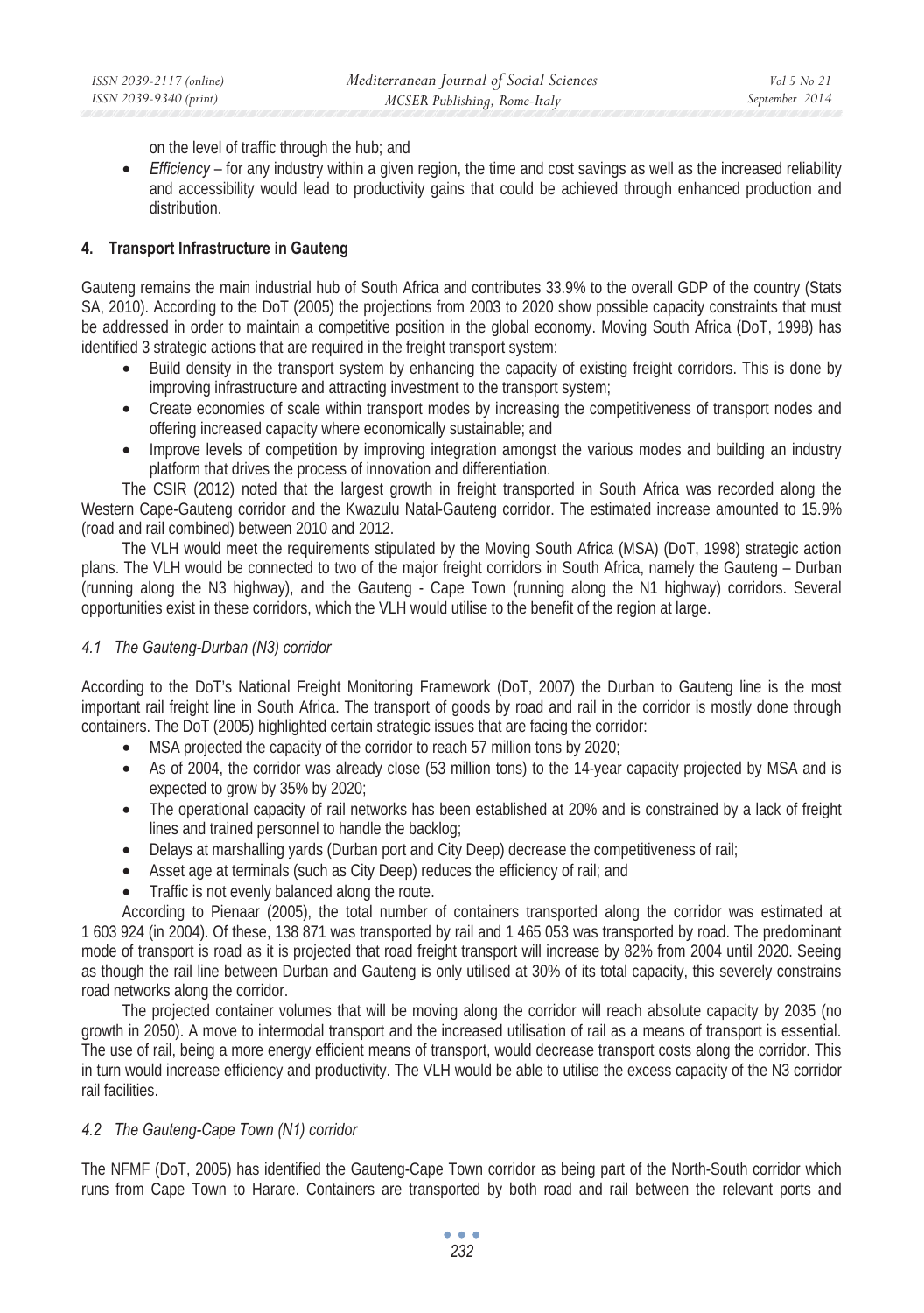on the level of traffic through the hub; and

- *Efficiency* – for any industry within a given region, the time and cost savings as well as the increased reliability and accessibility would lead to productivity gains that could be achieved through enhanced production and distribution.

## 4. Transport Infrastructure in Gauteng

Gauteng remains the main industrial hub of South Africa and contributes 33.9% to the overall GDP of the country (Stats SA, 2010). According to the DoT (2005) the projections from 2003 to 2020 show possible capacity constraints that must be addressed in order to maintain a competitive position in the global economy. Moving South Africa (DoT, 1998) has identified 3 strategic actions that are required in the freight transport system:

- Build density in the transport system by enhancing the capacity of existing freight corridors. This is done by improving infrastructure and attracting investment to the transport system;
- Create economies of scale within transport modes by increasing the competitiveness of transport nodes and offering increased capacity where economically sustainable; and
- Improve levels of competition by improving integration amongst the various modes and building an industry platform that drives the process of innovation and differentiation.

The CSIR (2012) noted that the largest growth in freight transported in South Africa was recorded along the Western Cape-Gauteng corridor and the Kwazulu Natal-Gauteng corridor. The estimated increase amounted to 15.9% (road and rail combined) between 2010 and 2012.

The VLH would meet the requirements stipulated by the Moving South Africa (MSA) (DoT, 1998) strategic action plans. The VLH would be connected to two of the major freight corridors in South Africa, namely the Gauteng – Durban (running along the N3 highway), and the Gauteng - Cape Town (running along the N1 highway) corridors. Several opportunities exist in these corridors, which the VLH would utilise to the benefit of the region at large.

### *4.1 The Gauteng-Durban (N3) corridor*

According to the DoT's National Freight Monitoring Framework (DoT, 2007) the Durban to Gauteng line is the most important rail freight line in South Africa. The transport of goods by road and rail in the corridor is mostly done through containers. The DoT (2005) highlighted certain strategic issues that are facing the corridor:

- MSA projected the capacity of the corridor to reach 57 million tons by 2020;
- As of 2004, the corridor was already close (53 million tons) to the 14-year capacity projected by MSA and is expected to grow by 35% by 2020;
- The operational capacity of rail networks has been established at 20% and is constrained by a lack of freight lines and trained personnel to handle the backlog;
- Delays at marshalling yards (Durban port and City Deep) decrease the competitiveness of rail;
- Asset age at terminals (such as City Deep) reduces the efficiency of rail; and
- Traffic is not evenly balanced along the route.

According to Pienaar (2005), the total number of containers transported along the corridor was estimated at 1 603 924 (in 2004). Of these, 138 871 was transported by rail and 1 465 053 was transported by road. The predominant mode of transport is road as it is projected that road freight transport will increase by 82% from 2004 until 2020. Seeing as though the rail line between Durban and Gauteng is only utilised at 30% of its total capacity, this severely constrains road networks along the corridor.

The projected container volumes that will be moving along the corridor will reach absolute capacity by 2035 (no growth in 2050). A move to intermodal transport and the increased utilisation of rail as a means of transport is essential. The use of rail, being a more energy efficient means of transport, would decrease transport costs along the corridor. This in turn would increase efficiency and productivity. The VLH would be able to utilise the excess capacity of the N3 corridor rail facilities.

### *4.2 The Gauteng-Cape Town (N1) corridor*

The NFMF (DoT, 2005) has identified the Gauteng-Cape Town corridor as being part of the North-South corridor which runs from Cape Town to Harare. Containers are transported by both road and rail between the relevant ports and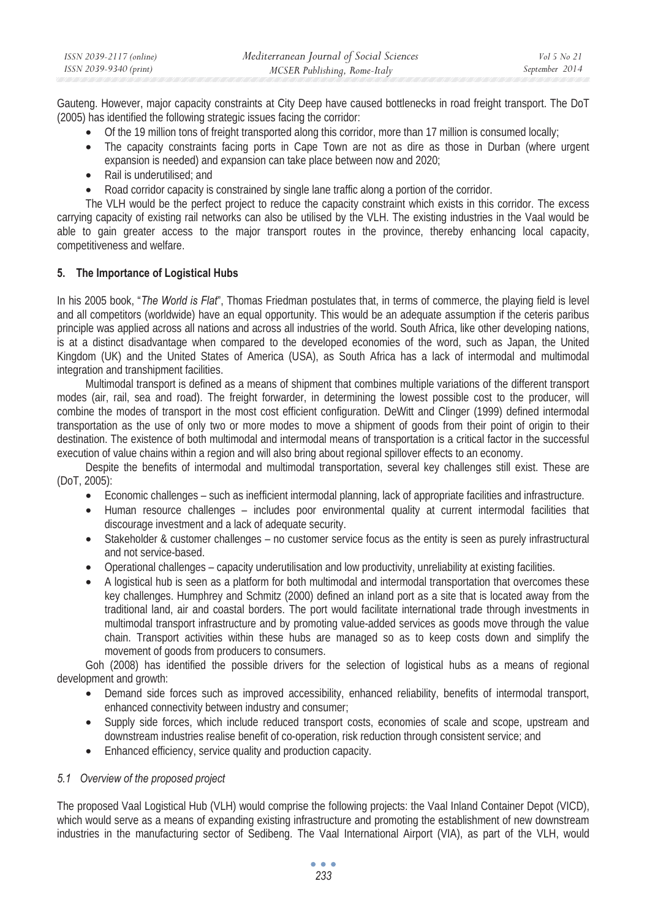Gauteng. However, major capacity constraints at City Deep have caused bottlenecks in road freight transport. The DoT (2005) has identified the following strategic issues facing the corridor:

- Of the 19 million tons of freight transported along this corridor, more than 17 million is consumed locally;
- The capacity constraints facing ports in Cape Town are not as dire as those in Durban (where urgent expansion is needed) and expansion can take place between now and 2020;
- Rail is underutilised; and
- Road corridor capacity is constrained by single lane traffic along a portion of the corridor.

The VLH would be the perfect project to reduce the capacity constraint which exists in this corridor. The excess carrying capacity of existing rail networks can also be utilised by the VLH. The existing industries in the Vaal would be able to gain greater access to the major transport routes in the province, thereby enhancing local capacity, competitiveness and welfare.

## 5. The Importance of Logistical Hubs

In his 2005 book, "*The World is Flat*", Thomas Friedman postulates that, in terms of commerce, the playing field is level and all competitors (worldwide) have an equal opportunity. This would be an adequate assumption if the ceteris paribus principle was applied across all nations and across all industries of the world. South Africa, like other developing nations, is at a distinct disadvantage when compared to the developed economies of the word, such as Japan, the United Kingdom (UK) and the United States of America (USA), as South Africa has a lack of intermodal and multimodal integration and transhipment facilities.

Multimodal transport is defined as a means of shipment that combines multiple variations of the different transport modes (air, rail, sea and road). The freight forwarder, in determining the lowest possible cost to the producer, will combine the modes of transport in the most cost efficient configuration. DeWitt and Clinger (1999) defined intermodal transportation as the use of only two or more modes to move a shipment of goods from their point of origin to their destination. The existence of both multimodal and intermodal means of transportation is a critical factor in the successful execution of value chains within a region and will also bring about regional spillover effects to an economy.

Despite the benefits of intermodal and multimodal transportation, several key challenges still exist. These are (DoT, 2005):

- Economic challenges – such as inefficient intermodal planning, lack of appropriate facilities and infrastructure.
- Human resource challenges – includes poor environmental quality at current intermodal facilities that discourage investment and a lack of adequate security.
- Stakeholder & customer challenges – no customer service focus as the entity is seen as purely infrastructural and not service-based.
- Operational challenges – capacity underutilisation and low productivity, unreliability at existing facilities.
- A logistical hub is seen as a platform for both multimodal and intermodal transportation that overcomes these key challenges. Humphrey and Schmitz (2000) defined an inland port as a site that is located away from the traditional land, air and coastal borders. The port would facilitate international trade through investments in multimodal transport infrastructure and by promoting value-added services as goods move through the value chain. Transport activities within these hubs are managed so as to keep costs down and simplify the movement of goods from producers to consumers.

Goh (2008) has identified the possible drivers for the selection of logistical hubs as a means of regional development and growth:

- Demand side forces such as improved accessibility, enhanced reliability, benefits of intermodal transport, enhanced connectivity between industry and consumer;
- Supply side forces, which include reduced transport costs, economies of scale and scope, upstream and downstream industries realise benefit of co-operation, risk reduction through consistent service; and
- Enhanced efficiency, service quality and production capacity.

### *5.1 Overview of the proposed project*

The proposed Vaal Logistical Hub (VLH) would comprise the following projects: the Vaal Inland Container Depot (VICD), which would serve as a means of expanding existing infrastructure and promoting the establishment of new downstream industries in the manufacturing sector of Sedibeng. The Vaal International Airport (VIA), as part of the VLH, would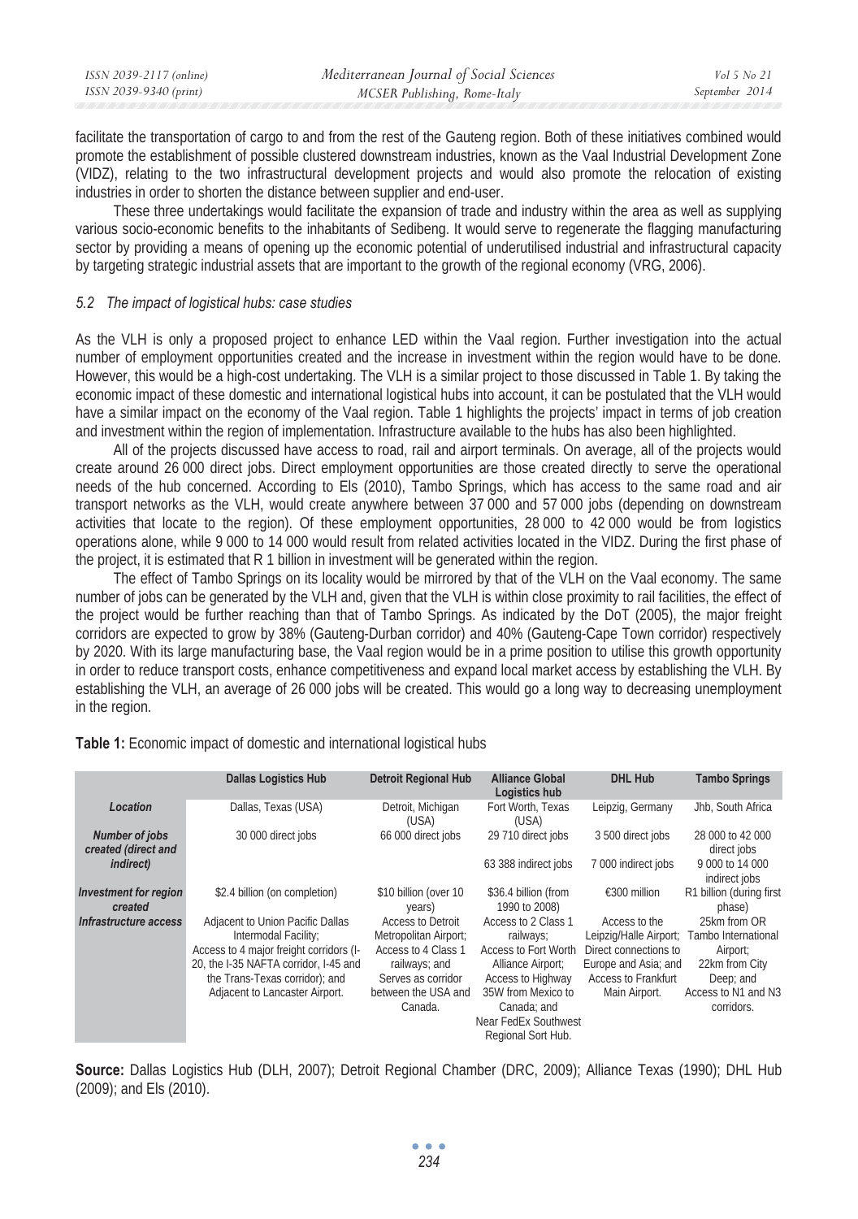facilitate the transportation of cargo to and from the rest of the Gauteng region. Both of these initiatives combined would promote the establishment of possible clustered downstream industries, known as the Vaal Industrial Development Zone (VIDZ), relating to the two infrastructural development projects and would also promote the relocation of existing industries in order to shorten the distance between supplier and end-user.

These three undertakings would facilitate the expansion of trade and industry within the area as well as supplying various socio-economic benefits to the inhabitants of Sedibeng. It would serve to regenerate the flagging manufacturing sector by providing a means of opening up the economic potential of underutilised industrial and infrastructural capacity by targeting strategic industrial assets that are important to the growth of the regional economy (VRG, 2006).

### *5.2 The impact of logistical hubs: case studies*

As the VLH is only a proposed project to enhance LED within the Vaal region. Further investigation into the actual number of employment opportunities created and the increase in investment within the region would have to be done. However, this would be a high-cost undertaking. The VLH is a similar project to those discussed in Table 1. By taking the economic impact of these domestic and international logistical hubs into account, it can be postulated that the VLH would have a similar impact on the economy of the Vaal region. Table 1 highlights the projects' impact in terms of job creation and investment within the region of implementation. Infrastructure available to the hubs has also been highlighted.

All of the projects discussed have access to road, rail and airport terminals. On average, all of the projects would create around 26 000 direct jobs. Direct employment opportunities are those created directly to serve the operational needs of the hub concerned. According to Els (2010), Tambo Springs, which has access to the same road and air transport networks as the VLH, would create anywhere between 37 000 and 57 000 jobs (depending on downstream activities that locate to the region). Of these employment opportunities, 28 000 to 42 000 would be from logistics operations alone, while 9 000 to 14 000 would result from related activities located in the VIDZ. During the first phase of the project, it is estimated that R 1 billion in investment will be generated within the region.

The effect of Tambo Springs on its locality would be mirrored by that of the VLH on the Vaal economy. The same number of jobs can be generated by the VLH and, given that the VLH is within close proximity to rail facilities, the effect of the project would be further reaching than that of Tambo Springs. As indicated by the DoT (2005), the major freight corridors are expected to grow by 38% (Gauteng-Durban corridor) and 40% (Gauteng-Cape Town corridor) respectively by 2020. With its large manufacturing base, the Vaal region would be in a prime position to utilise this growth opportunity in order to reduce transport costs, enhance competitiveness and expand local market access by establishing the VLH. By establishing the VLH, an average of 26 000 jobs will be created. This would go a long way to decreasing unemployment in the region.

**Table 1:** Economic impact of domestic and international logistical hubs

| | Dallas Logistics Hub | Detroit Regional Hub | Alliance Global Logistics hub | DHL Hub | Tambo Springs |
|---|---|---|---|---|---|
| *Location* | Dallas, Texas (USA) | Detroit, Michigan (USA) | Fort Worth, Texas (USA) | Leipzig, Germany | Jhb, South Africa |
| *Number of jobs created (direct and indirect)* | 30 000 direct jobs | 66 000 direct jobs | 29 710 direct jobs<br>63 388 indirect jobs | 3 500 direct jobs<br>7 000 indirect jobs | 28 000 to 42 000 direct jobs<br>9 000 to 14 000 indirect jobs |
| *Investment for region created* | \$2.4 billion (on completion) | \$10 billion (over 10 years) | \$36.4 billion (from 1990 to 2008) | €300 million | R1 billion (during first phase) |
| *Infrastructure access* | Adjacent to Union Pacific Dallas Intermodal Facility;<br>Access to 4 major freight corridors (I-20, the I-35 NAFTA corridor, I-45 and the Trans-Texas corridor); and<br>Adjacent to Lancaster Airport. | Access to Detroit Metropolitan Airport;<br>Access to 4 Class 1 railways; and<br>Serves as corridor between the USA and Canada. | Access to 2 Class 1 railways;<br>Access to Fort Worth Alliance Airport;<br>Access to Highway 35W from Mexico to Canada; and<br>Near FedEx Southwest Regional Sort Hub. | Access to the Leipzig/Halle Airport;<br>Direct connections to Europe and Asia; and<br>Access to Frankfurt Main Airport. | 25km from OR Tambo International Airport;<br>22km from City Deep; and<br>Access to N1 and N3 corridors. |

**Source:** Dallas Logistics Hub (DLH, 2007); Detroit Regional Chamber (DRC, 2009); Alliance Texas (1990); DHL Hub (2009); and Els (2010).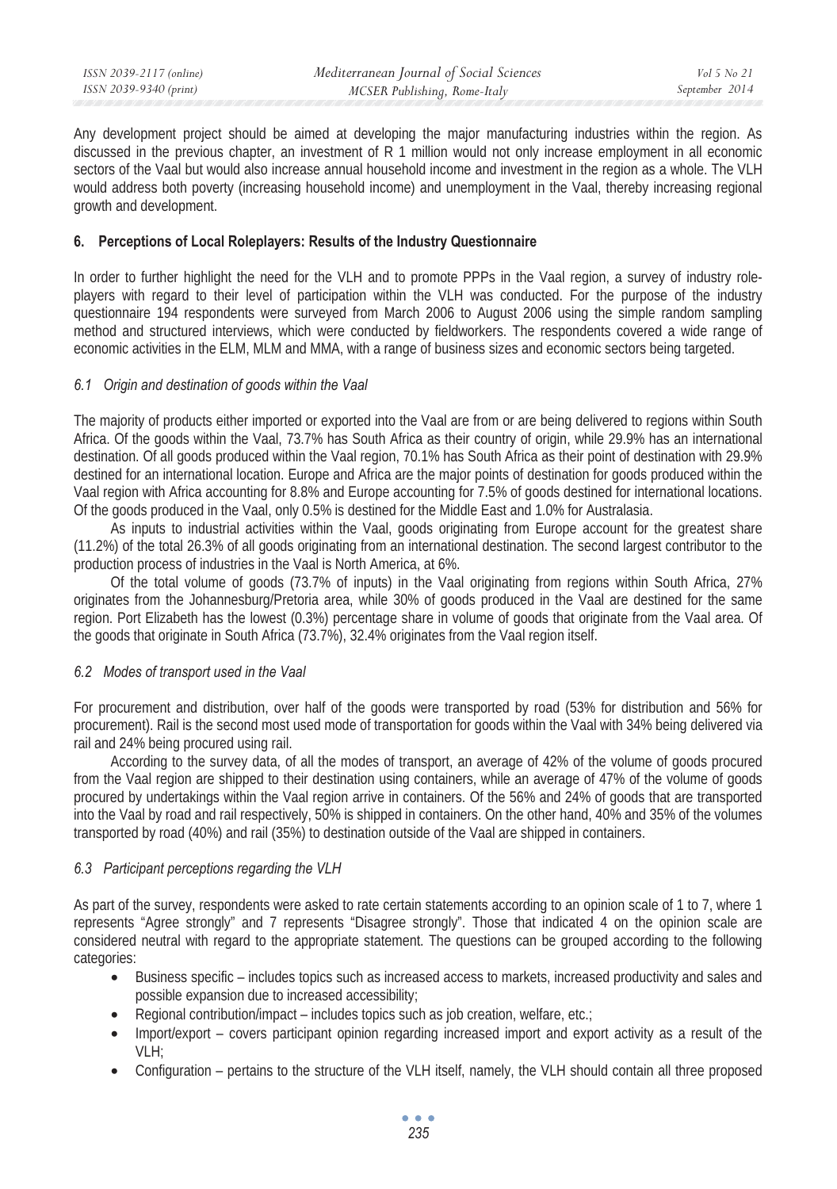Any development project should be aimed at developing the major manufacturing industries within the region. As discussed in the previous chapter, an investment of R 1 million would not only increase employment in all economic sectors of the Vaal but would also increase annual household income and investment in the region as a whole. The VLH would address both poverty (increasing household income) and unemployment in the Vaal, thereby increasing regional growth and development.

## 6. Perceptions of Local Roleplayers: Results of the Industry Questionnaire

In order to further highlight the need for the VLH and to promote PPPs in the Vaal region, a survey of industry role-players with regard to their level of participation within the VLH was conducted. For the purpose of the industry questionnaire 194 respondents were surveyed from March 2006 to August 2006 using the simple random sampling method and structured interviews, which were conducted by fieldworkers. The respondents covered a wide range of economic activities in the ELM, MLM and MMA, with a range of business sizes and economic sectors being targeted.

### *6.1 Origin and destination of goods within the Vaal*

The majority of products either imported or exported into the Vaal are from or are being delivered to regions within South Africa. Of the goods within the Vaal, 73.7% has South Africa as their country of origin, while 29.9% has an international destination. Of all goods produced within the Vaal region, 70.1% has South Africa as their point of destination with 29.9% destined for an international location. Europe and Africa are the major points of destination for goods produced within the Vaal region with Africa accounting for 8.8% and Europe accounting for 7.5% of goods destined for international locations. Of the goods produced in the Vaal, only 0.5% is destined for the Middle East and 1.0% for Australasia.

As inputs to industrial activities within the Vaal, goods originating from Europe account for the greatest share (11.2%) of the total 26.3% of all goods originating from an international destination. The second largest contributor to the production process of industries in the Vaal is North America, at 6%.

Of the total volume of goods (73.7% of inputs) in the Vaal originating from regions within South Africa, 27% originates from the Johannesburg/Pretoria area, while 30% of goods produced in the Vaal are destined for the same region. Port Elizabeth has the lowest (0.3%) percentage share in volume of goods that originate from the Vaal area. Of the goods that originate in South Africa (73.7%), 32.4% originates from the Vaal region itself.

### *6.2 Modes of transport used in the Vaal*

For procurement and distribution, over half of the goods were transported by road (53% for distribution and 56% for procurement). Rail is the second most used mode of transportation for goods within the Vaal with 34% being delivered via rail and 24% being procured using rail.

According to the survey data, of all the modes of transport, an average of 42% of the volume of goods procured from the Vaal region are shipped to their destination using containers, while an average of 47% of the volume of goods procured by undertakings within the Vaal region arrive in containers. Of the 56% and 24% of goods that are transported into the Vaal by road and rail respectively, 50% is shipped in containers. On the other hand, 40% and 35% of the volumes transported by road (40%) and rail (35%) to destination outside of the Vaal are shipped in containers.

### *6.3 Participant perceptions regarding the VLH*

As part of the survey, respondents were asked to rate certain statements according to an opinion scale of 1 to 7, where 1 represents "Agree strongly" and 7 represents "Disagree strongly". Those that indicated 4 on the opinion scale are considered neutral with regard to the appropriate statement. The questions can be grouped according to the following categories:

- Business specific – includes topics such as increased access to markets, increased productivity and sales and possible expansion due to increased accessibility;
- Regional contribution/impact – includes topics such as job creation, welfare, etc.;
- Import/export – covers participant opinion regarding increased import and export activity as a result of the VLH;
- Configuration – pertains to the structure of the VLH itself, namely, the VLH should contain all three proposed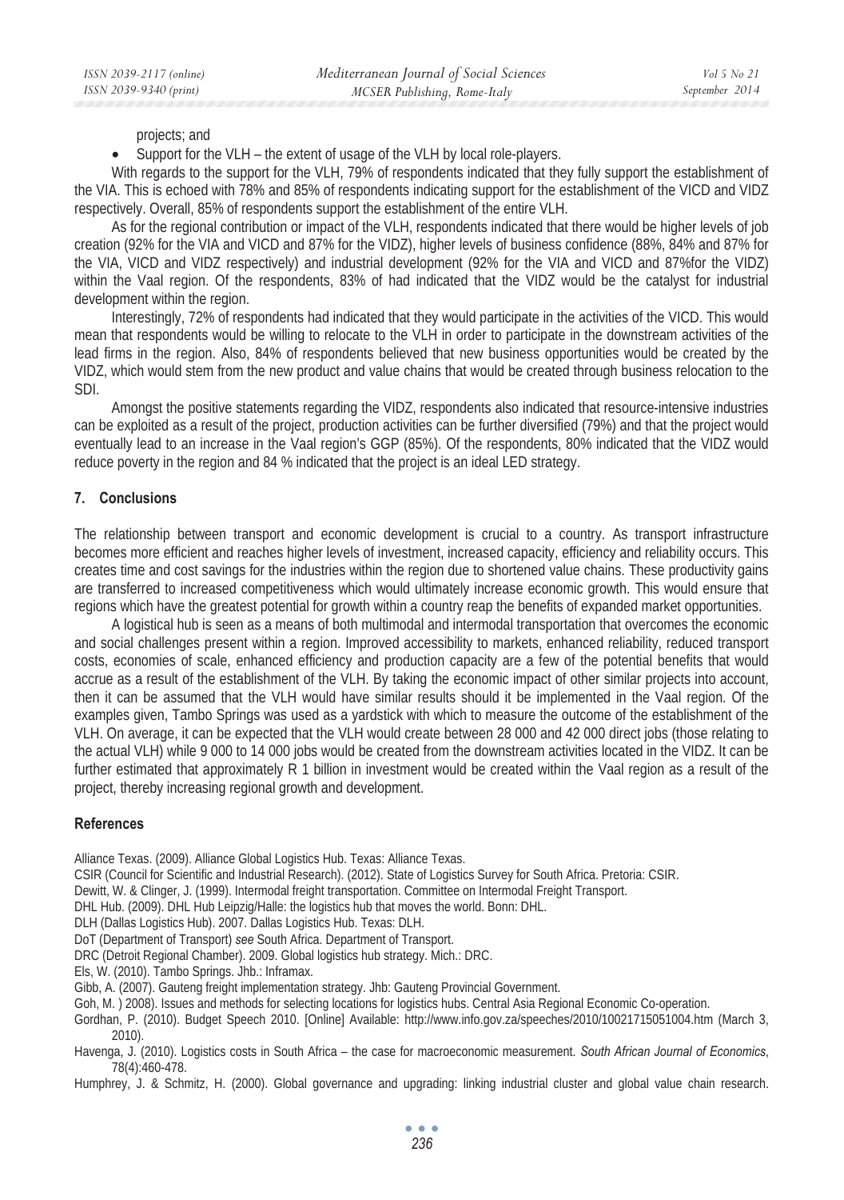projects; and

- Support for the VLH – the extent of usage of the VLH by local role-players.

With regards to the support for the VLH, 79% of respondents indicated that they fully support the establishment of the VIA. This is echoed with 78% and 85% of respondents indicating support for the establishment of the VICD and VIDZ respectively. Overall, 85% of respondents support the establishment of the entire VLH.

As for the regional contribution or impact of the VLH, respondents indicated that there would be higher levels of job creation (92% for the VIA and VICD and 87% for the VIDZ), higher levels of business confidence (88%, 84% and 87% for the VIA, VICD and VIDZ respectively) and industrial development (92% for the VIA and VICD and 87%for the VIDZ) within the Vaal region. Of the respondents, 83% of had indicated that the VIDZ would be the catalyst for industrial development within the region.

Interestingly, 72% of respondents had indicated that they would participate in the activities of the VICD. This would mean that respondents would be willing to relocate to the VLH in order to participate in the downstream activities of the lead firms in the region. Also, 84% of respondents believed that new business opportunities would be created by the VIDZ, which would stem from the new product and value chains that would be created through business relocation to the SDI.

Amongst the positive statements regarding the VIDZ, respondents also indicated that resource-intensive industries can be exploited as a result of the project, production activities can be further diversified (79%) and that the project would eventually lead to an increase in the Vaal region's GGP (85%). Of the respondents, 80% indicated that the VIDZ would reduce poverty in the region and 84 % indicated that the project is an ideal LED strategy.

## 7. Conclusions

The relationship between transport and economic development is crucial to a country. As transport infrastructure becomes more efficient and reaches higher levels of investment, increased capacity, efficiency and reliability occurs. This creates time and cost savings for the industries within the region due to shortened value chains. These productivity gains are transferred to increased competitiveness which would ultimately increase economic growth. This would ensure that regions which have the greatest potential for growth within a country reap the benefits of expanded market opportunities.

A logistical hub is seen as a means of both multimodal and intermodal transportation that overcomes the economic and social challenges present within a region. Improved accessibility to markets, enhanced reliability, reduced transport costs, economies of scale, enhanced efficiency and production capacity are a few of the potential benefits that would accrue as a result of the establishment of the VLH. By taking the economic impact of other similar projects into account, then it can be assumed that the VLH would have similar results should it be implemented in the Vaal region. Of the examples given, Tambo Springs was used as a yardstick with which to measure the outcome of the establishment of the VLH. On average, it can be expected that the VLH would create between 28 000 and 42 000 direct jobs (those relating to the actual VLH) while 9 000 to 14 000 jobs would be created from the downstream activities located in the VIDZ. It can be further estimated that approximately R 1 billion in investment would be created within the Vaal region as a result of the project, thereby increasing regional growth and development.

## References

Alliance Texas. (2009). Alliance Global Logistics Hub. Texas: Alliance Texas.

CSIR (Council for Scientific and Industrial Research). (2012). State of Logistics Survey for South Africa. Pretoria: CSIR.

Dewitt, W. & Clinger, J. (1999). Intermodal freight transportation. Committee on Intermodal Freight Transport.

DHL Hub. (2009). DHL Hub Leipzig/Halle: the logistics hub that moves the world. Bonn: DHL.

DLH (Dallas Logistics Hub). 2007. Dallas Logistics Hub. Texas: DLH.

DoT (Department of Transport) *see* South Africa. Department of Transport.

DRC (Detroit Regional Chamber). 2009. Global logistics hub strategy. Mich.: DRC.

Els, W. (2010). Tambo Springs. Jhb.: Inframax.

Gibb, A. (2007). Gauteng freight implementation strategy. Jhb: Gauteng Provincial Government.

Goh, M. ) 2008). Issues and methods for selecting locations for logistics hubs. Central Asia Regional Economic Co-operation.

Gordhan, P. (2010). Budget Speech 2010. [Online] Available: http://www.info.gov.za/speeches/2010/10021715051004.htm (March 3, 2010).

Havenga, J. (2010). Logistics costs in South Africa – the case for macroeconomic measurement. *South African Journal of Economics*, 78(4):460-478.

Humphrey, J. & Schmitz, H. (2000). Global governance and upgrading: linking industrial cluster and global value chain research.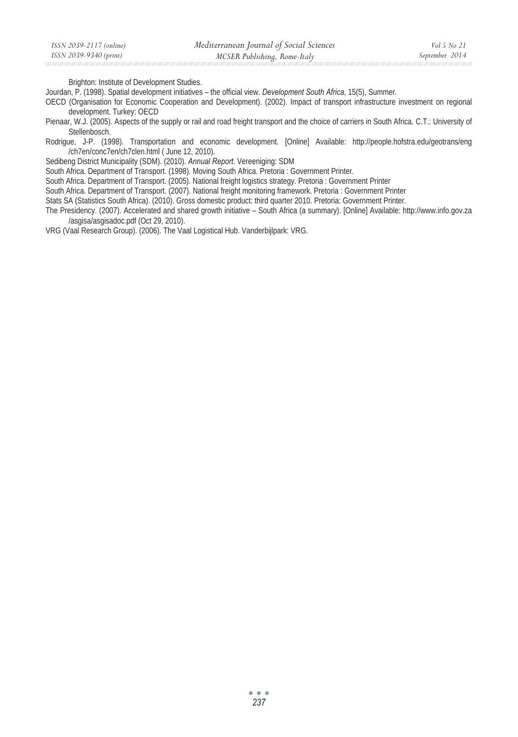Brighton: Institute of Development Studies.

Jourdan, P. (1998). Spatial development initiatives – the official view. *Development South Africa*, 15(5), Summer.

OECD (Organisation for Economic Cooperation and Development). (2002). Impact of transport infrastructure investment on regional development. Turkey: OECD

Pienaar, W.J. (2005). Aspects of the supply or rail and road freight transport and the choice of carriers in South Africa. C.T.: University of Stellenbosch.

Rodrigue, J-P. (1998). Transportation and economic development. [Online] Available: http://people.hofstra.edu/geotrans/eng/ch7en/conc7en/ch7clen.html ( June 12, 2010).

Sedibeng District Municipality (SDM). (2010). *Annual Report*. Vereeniging: SDM

South Africa. Department of Transport. (1998). Moving South Africa. Pretoria : Government Printer.

South Africa. Department of Transport. (2005). National freight logistics strategy. Pretoria : Government Printer

South Africa. Department of Transport. (2007). National freight monitoring framework. Pretoria : Government Printer

Stats SA (Statistics South Africa). (2010). Gross domestic product: third quarter 2010. Pretoria: Government Printer.

The Presidency. (2007). Accelerated and shared growth initiative – South Africa (a summary). [Online] Available: http://www.info.gov.za/asgisa/asgisadoc.pdf (Oct 29, 2010).

VRG (Vaal Research Group). (2006). The Vaal Logistical Hub. Vanderbijlpark: VRG.